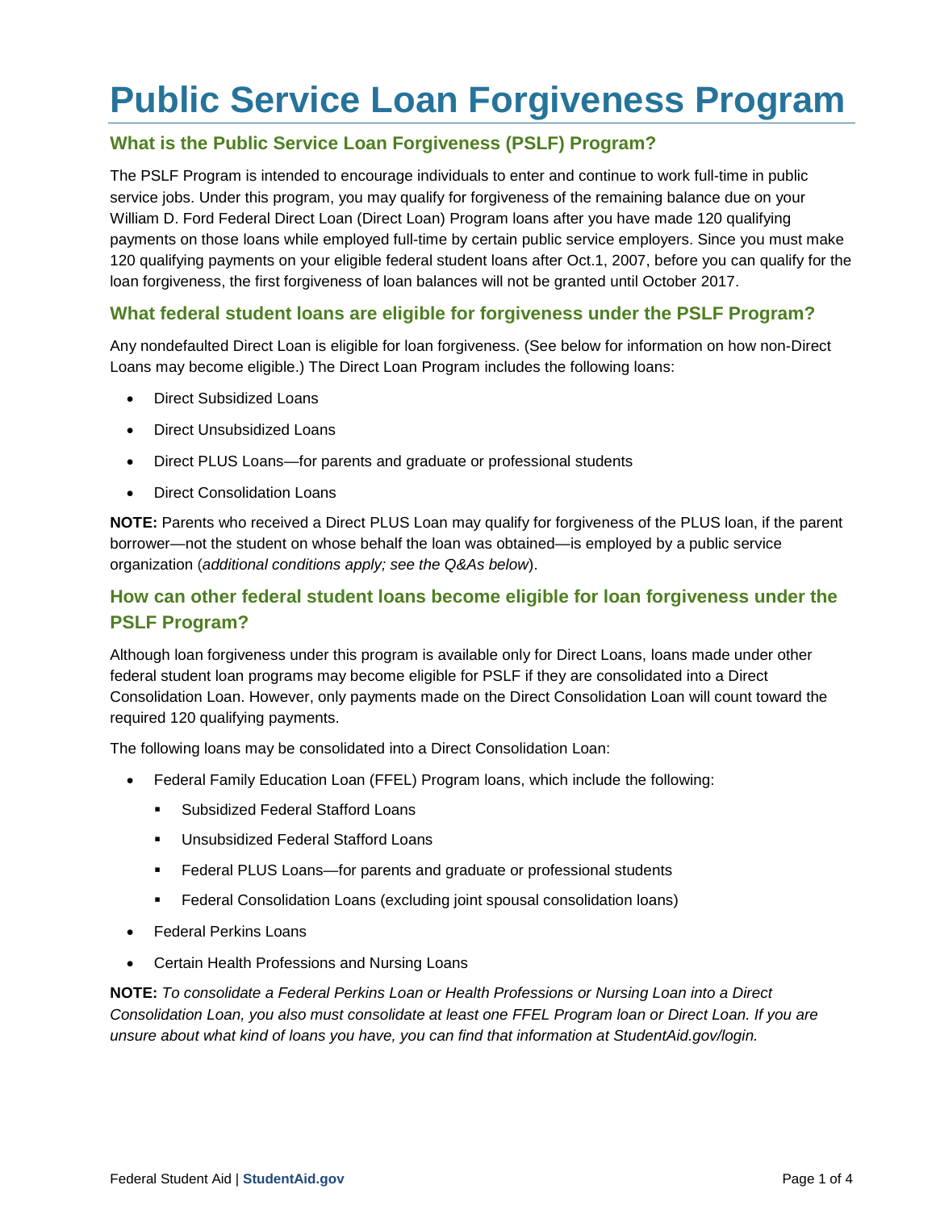# Public Service Loan Forgiveness Program

## What is the Public Service Loan Forgiveness (PSLF) Program?

The PSLF Program is intended to encourage individuals to enter and continue to work full-time in public service jobs. Under this program, you may qualify for forgiveness of the remaining balance due on your William D. Ford Federal Direct Loan (Direct Loan) Program loans after you have made 120 qualifying payments on those loans while employed full-time by certain public service employers. Since you must make 120 qualifying payments on your eligible federal student loans after Oct.1, 2007, before you can qualify for the loan forgiveness, the first forgiveness of loan balances will not be granted until October 2017.

## What federal student loans are eligible for forgiveness under the PSLF Program?

Any nondefaulted Direct Loan is eligible for loan forgiveness. (See below for information on how non-Direct Loans may become eligible.) The Direct Loan Program includes the following loans:

- Direct Subsidized Loans
- Direct Unsubsidized Loans
- Direct PLUS Loans—for parents and graduate or professional students
- Direct Consolidation Loans

**NOTE:** Parents who received a Direct PLUS Loan may qualify for forgiveness of the PLUS loan, if the parent borrower—not the student on whose behalf the loan was obtained—is employed by a public service organization (*additional conditions apply; see the Q&As below*).

## How can other federal student loans become eligible for loan forgiveness under the PSLF Program?

Although loan forgiveness under this program is available only for Direct Loans, loans made under other federal student loan programs may become eligible for PSLF if they are consolidated into a Direct Consolidation Loan. However, only payments made on the Direct Consolidation Loan will count toward the required 120 qualifying payments.

The following loans may be consolidated into a Direct Consolidation Loan:

- Federal Family Education Loan (FFEL) Program loans, which include the following:
  - Subsidized Federal Stafford Loans
  - Unsubsidized Federal Stafford Loans
  - Federal PLUS Loans—for parents and graduate or professional students
  - Federal Consolidation Loans (excluding joint spousal consolidation loans)
- Federal Perkins Loans
- Certain Health Professions and Nursing Loans

**NOTE:** *To consolidate a Federal Perkins Loan or Health Professions or Nursing Loan into a Direct Consolidation Loan, you also must consolidate at least one FFEL Program loan or Direct Loan. If you are unsure about what kind of loans you have, you can find that information at StudentAid.gov/login.*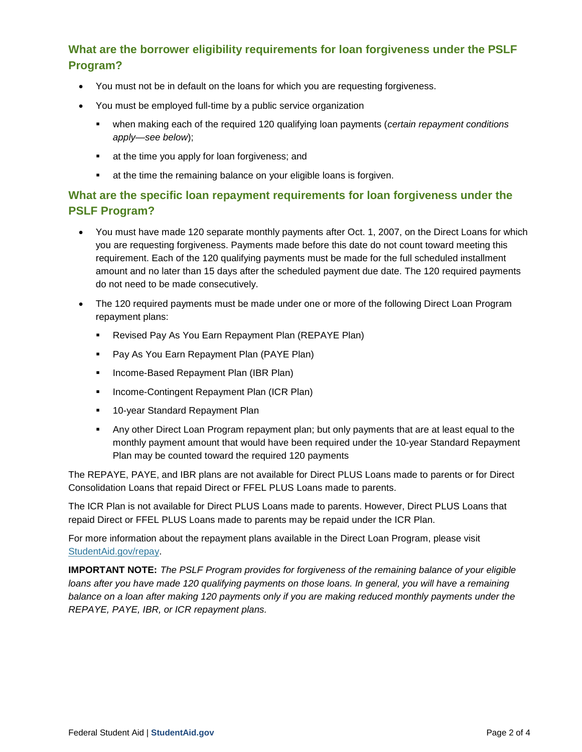## What are the borrower eligibility requirements for loan forgiveness under the PSLF Program?

- You must not be in default on the loans for which you are requesting forgiveness.
- You must be employed full-time by a public service organization
  - when making each of the required 120 qualifying loan payments (*certain repayment conditions apply—see below*);
  - at the time you apply for loan forgiveness; and
  - at the time the remaining balance on your eligible loans is forgiven.

## What are the specific loan repayment requirements for loan forgiveness under the PSLF Program?

- You must have made 120 separate monthly payments after Oct. 1, 2007, on the Direct Loans for which you are requesting forgiveness. Payments made before this date do not count toward meeting this requirement. Each of the 120 qualifying payments must be made for the full scheduled installment amount and no later than 15 days after the scheduled payment due date. The 120 required payments do not need to be made consecutively.
- The 120 required payments must be made under one or more of the following Direct Loan Program repayment plans:
  - Revised Pay As You Earn Repayment Plan (REPAYE Plan)
  - Pay As You Earn Repayment Plan (PAYE Plan)
  - Income-Based Repayment Plan (IBR Plan)
  - Income-Contingent Repayment Plan (ICR Plan)
  - 10-year Standard Repayment Plan
  - Any other Direct Loan Program repayment plan; but only payments that are at least equal to the monthly payment amount that would have been required under the 10-year Standard Repayment Plan may be counted toward the required 120 payments

The REPAYE, PAYE, and IBR plans are not available for Direct PLUS Loans made to parents or for Direct Consolidation Loans that repaid Direct or FFEL PLUS Loans made to parents.

The ICR Plan is not available for Direct PLUS Loans made to parents. However, Direct PLUS Loans that repaid Direct or FFEL PLUS Loans made to parents may be repaid under the ICR Plan.

For more information about the repayment plans available in the Direct Loan Program, please visit [StudentAid.gov/repay](https://StudentAid.gov/repay).

**IMPORTANT NOTE:** *The PSLF Program provides for forgiveness of the remaining balance of your eligible loans after you have made 120 qualifying payments on those loans. In general, you will have a remaining balance on a loan after making 120 payments only if you are making reduced monthly payments under the REPAYE, PAYE, IBR, or ICR repayment plans.*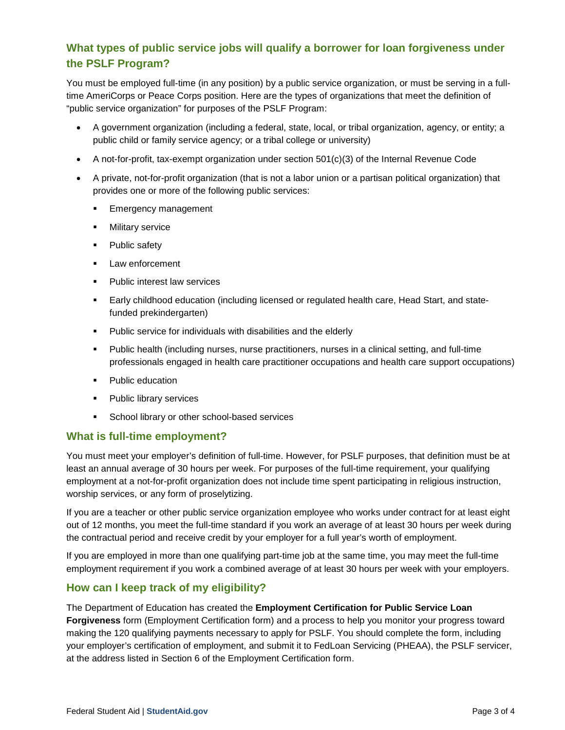## What types of public service jobs will qualify a borrower for loan forgiveness under the PSLF Program?

You must be employed full-time (in any position) by a public service organization, or must be serving in a full-time AmeriCorps or Peace Corps position. Here are the types of organizations that meet the definition of "public service organization" for purposes of the PSLF Program:

- A government organization (including a federal, state, local, or tribal organization, agency, or entity; a public child or family service agency; or a tribal college or university)
- A not-for-profit, tax-exempt organization under section 501(c)(3) of the Internal Revenue Code
- A private, not-for-profit organization (that is not a labor union or a partisan political organization) that provides one or more of the following public services:
  - Emergency management
  - Military service
  - Public safety
  - Law enforcement
  - Public interest law services
  - Early childhood education (including licensed or regulated health care, Head Start, and state-funded prekindergarten)
  - Public service for individuals with disabilities and the elderly
  - Public health (including nurses, nurse practitioners, nurses in a clinical setting, and full-time professionals engaged in health care practitioner occupations and health care support occupations)
  - Public education
  - Public library services
  - School library or other school-based services

## What is full-time employment?

You must meet your employer's definition of full-time. However, for PSLF purposes, that definition must be at least an annual average of 30 hours per week. For purposes of the full-time requirement, your qualifying employment at a not-for-profit organization does not include time spent participating in religious instruction, worship services, or any form of proselytizing.

If you are a teacher or other public service organization employee who works under contract for at least eight out of 12 months, you meet the full-time standard if you work an average of at least 30 hours per week during the contractual period and receive credit by your employer for a full year's worth of employment.

If you are employed in more than one qualifying part-time job at the same time, you may meet the full-time employment requirement if you work a combined average of at least 30 hours per week with your employers.

## How can I keep track of my eligibility?

The Department of Education has created the **Employment Certification for Public Service Loan Forgiveness** form (Employment Certification form) and a process to help you monitor your progress toward making the 120 qualifying payments necessary to apply for PSLF. You should complete the form, including your employer's certification of employment, and submit it to FedLoan Servicing (PHEAA), the PSLF servicer, at the address listed in Section 6 of the Employment Certification form.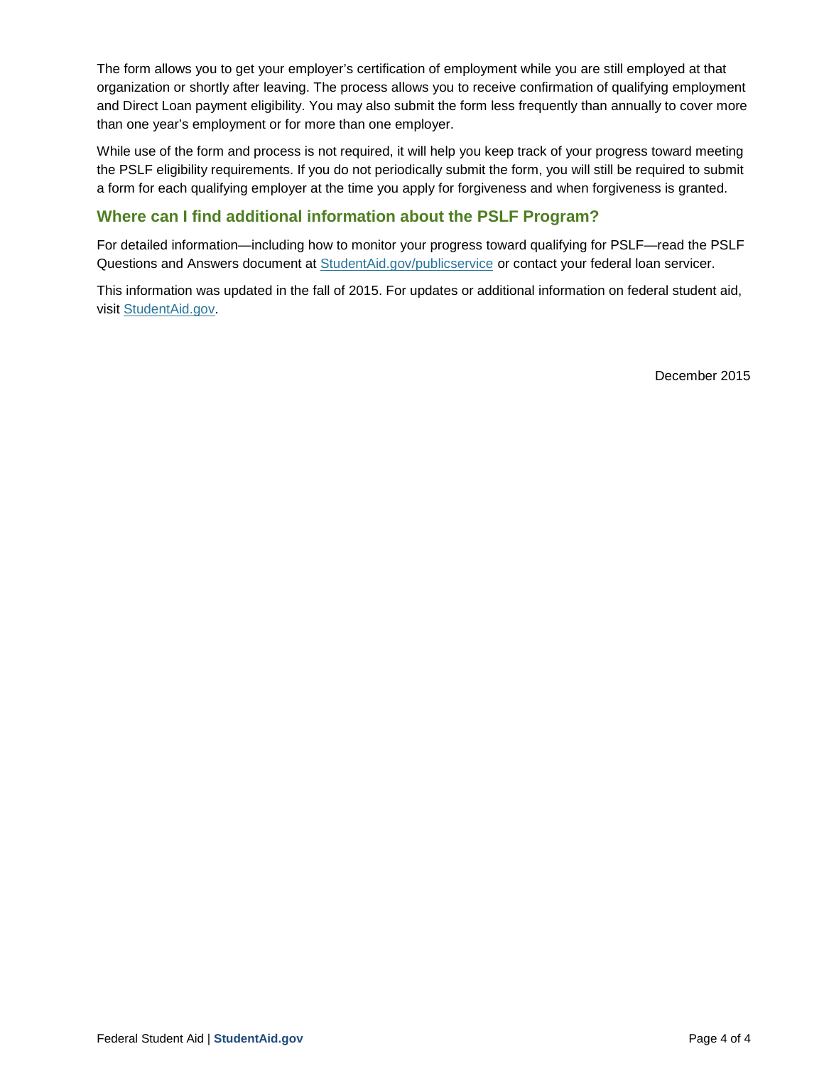The form allows you to get your employer's certification of employment while you are still employed at that organization or shortly after leaving. The process allows you to receive confirmation of qualifying employment and Direct Loan payment eligibility. You may also submit the form less frequently than annually to cover more than one year's employment or for more than one employer.

While use of the form and process is not required, it will help you keep track of your progress toward meeting the PSLF eligibility requirements. If you do not periodically submit the form, you will still be required to submit a form for each qualifying employer at the time you apply for forgiveness and when forgiveness is granted.

## Where can I find additional information about the PSLF Program?

For detailed information—including how to monitor your progress toward qualifying for PSLF—read the PSLF Questions and Answers document at [StudentAid.gov/publicservice](https://StudentAid.gov/publicservice) or contact your federal loan servicer.

This information was updated in the fall of 2015. For updates or additional information on federal student aid, visit [StudentAid.gov](https://StudentAid.gov).

December 2015